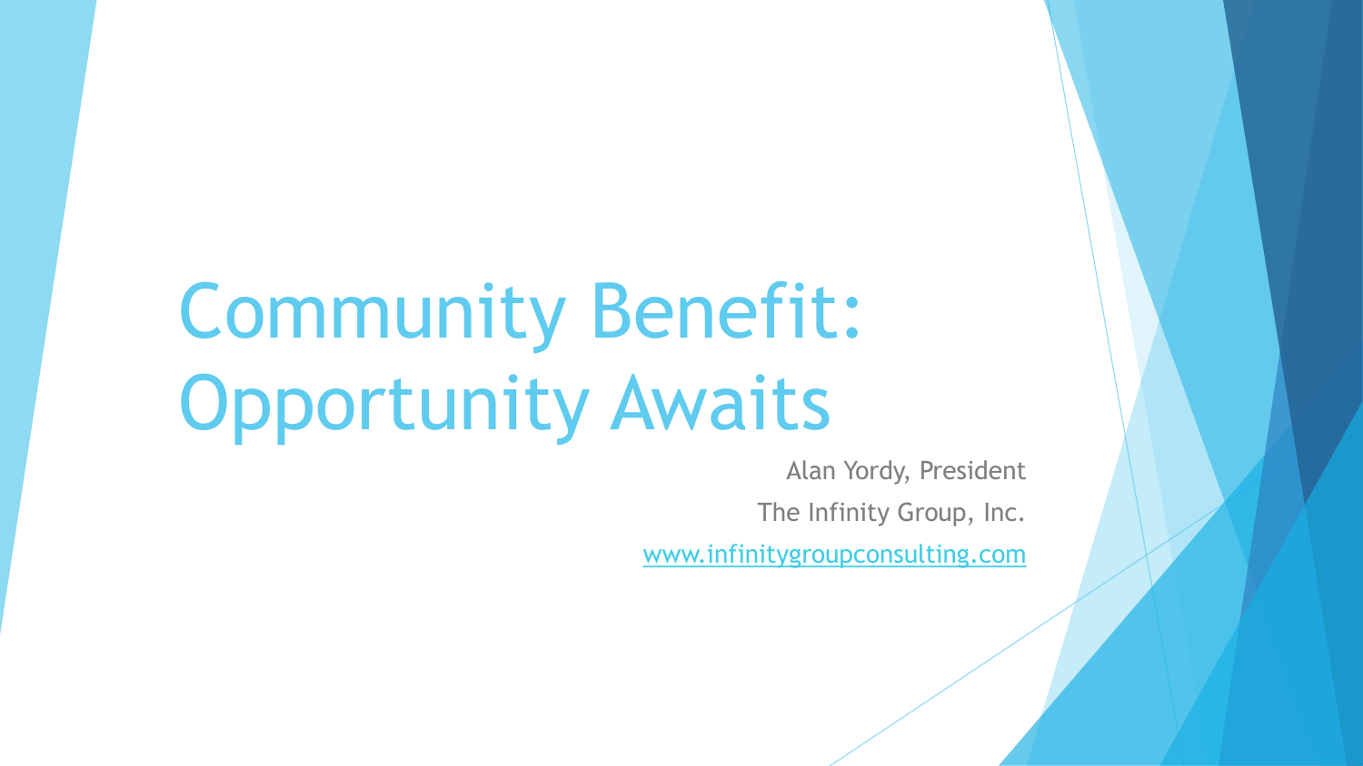# Community Benefit: Opportunity Awaits

Alan Yordy, President

The Infinity Group, Inc.

www.infinitygroupconsulting.com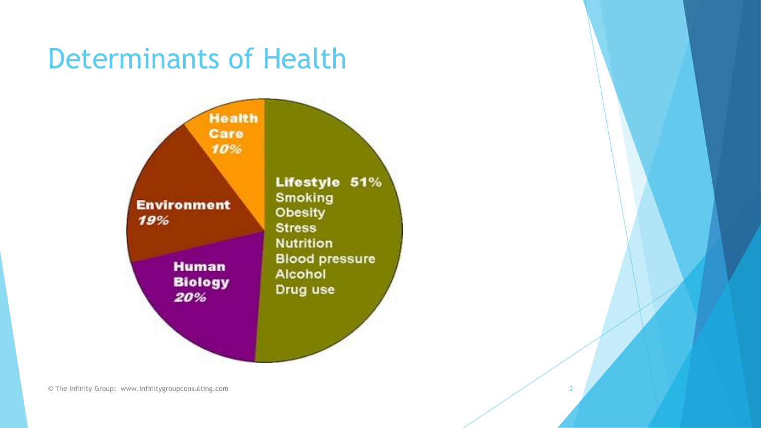# Determinants of Health

Health Care 10%

Environment 19%

Human Biology 20%

Lifestyle 51%
- Smoking
- Obesity
- Stress
- Nutrition
- Blood pressure
- Alcohol
- Drug use

© The Infinity Group: www.infinitygroupconsulting.com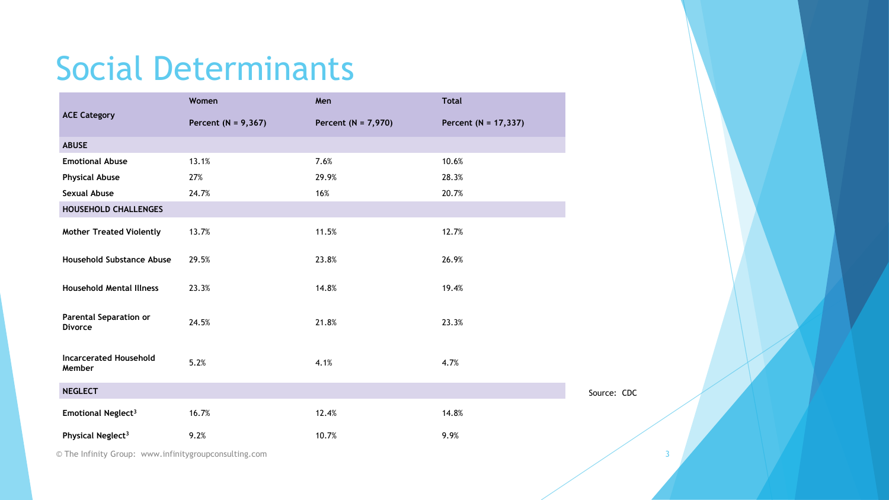# Social Determinants

| ACE Category | Women<br>Percent (N = 9,367) | Men<br>Percent (N = 7,970) | Total<br>Percent (N = 17,337) |
| --- | --- | --- | --- |
| **ABUSE** | | | |
| **Emotional Abuse** | 13.1% | 7.6% | 10.6% |
| **Physical Abuse** | 27% | 29.9% | 28.3% |
| **Sexual Abuse** | 24.7% | 16% | 20.7% |
| **HOUSEHOLD CHALLENGES** | | | |
| **Mother Treated Violently** | 13.7% | 11.5% | 12.7% |
| **Household Substance Abuse** | 29.5% | 23.8% | 26.9% |
| **Household Mental Illness** | 23.3% | 14.8% | 19.4% |
| **Parental Separation or Divorce** | 24.5% | 21.8% | 23.3% |
| **Incarcerated Household Member** | 5.2% | 4.1% | 4.7% |
| **NEGLECT** | | | |
| **Emotional Neglect**[3] | 16.7% | 12.4% | 14.8% |
| **Physical Neglect**[3] | 9.2% | 10.7% | 9.9% |

Source: CDC

© The Infinity Group: www.infinitygroupconsulting.com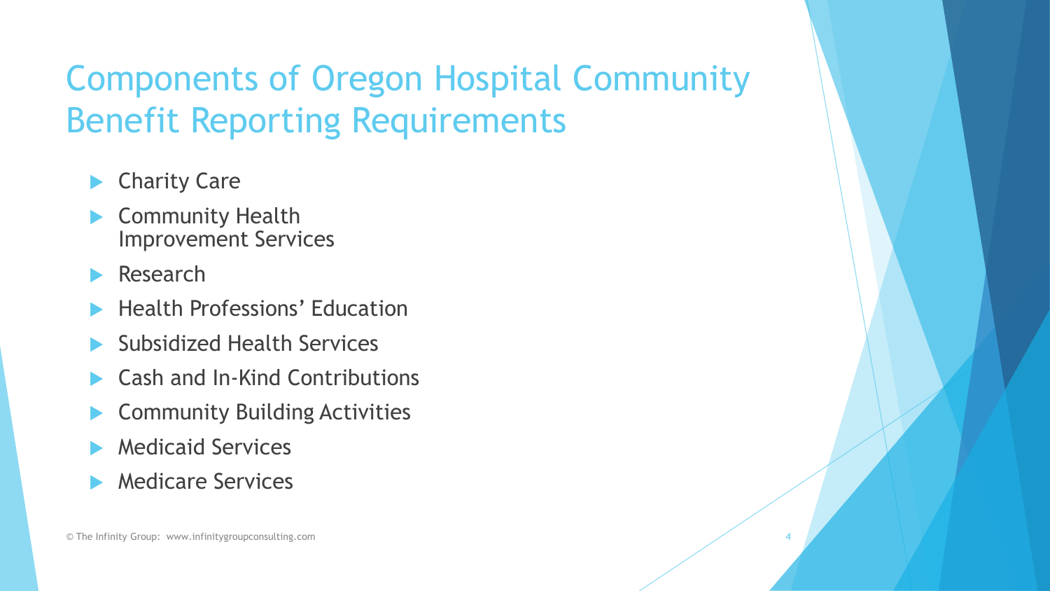# Components of Oregon Hospital Community Benefit Reporting Requirements

- Charity Care
- Community Health Improvement Services
- Research
- Health Professions' Education
- Subsidized Health Services
- Cash and In-Kind Contributions
- Community Building Activities
- Medicaid Services
- Medicare Services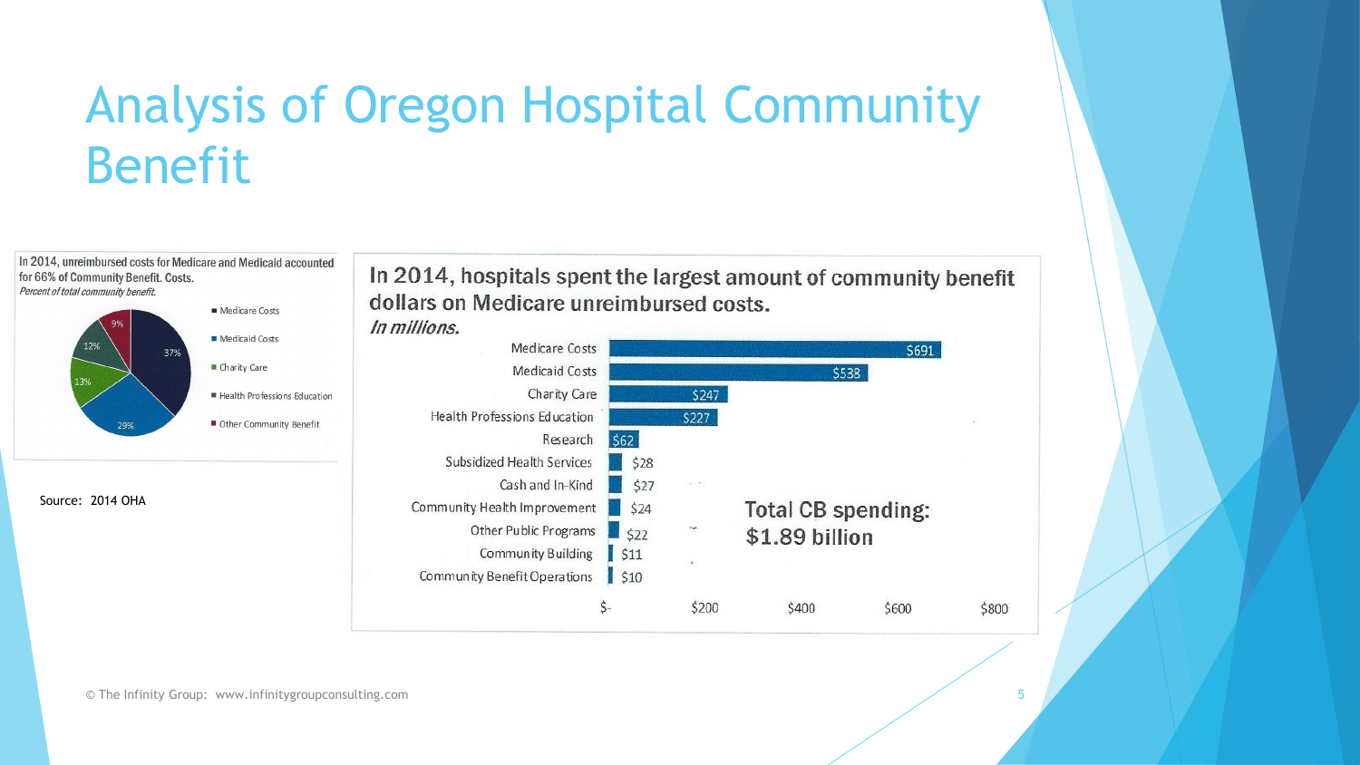# Analysis of Oregon Hospital Community Benefit

In 2014, unreimbursed costs for Medicare and Medicaid accounted for 66% of Community Benefit. Costs.

*Percent of total community benefit.*

| Category | Percent |
|---|---|
| Medicare Costs | 37% |
| Medicaid Costs | 29% |
| Charity Care | 13% |
| Health Professions Education | 12% |
| Other Community Benefit | 9% |

Source: 2014 OHA

In 2014, hospitals spent the largest amount of community benefit dollars on Medicare unreimbursed costs.

*In millions.*

| Category | Amount |
|---|---|
| Medicare Costs | $691 |
| Medicaid Costs | $538 |
| Charity Care | $247 |
| Health Professions Education | $227 |
| Research | $62 |
| Subsidized Health Services | $28 |
| Cash and In-Kind | $27 |
| Community Health Improvement | $24 |
| Other Public Programs | $22 |
| Community Building | $11 |
| Community Benefit Operations | $10 |

**Total CB spending: $1.89 billion**

© The Infinity Group: www.infinitygroupconsulting.com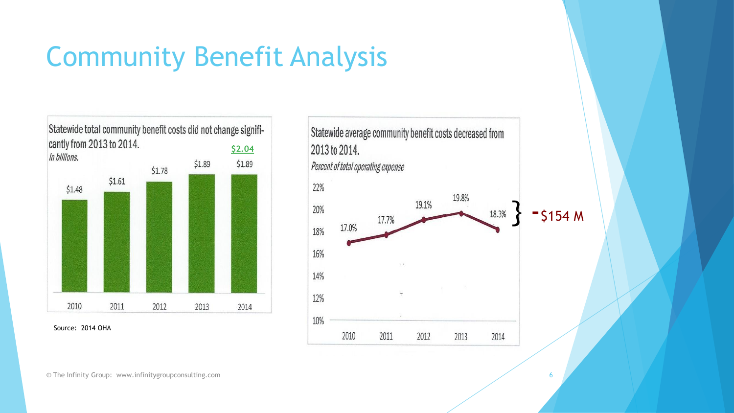# Community Benefit Analysis

**Statewide total community benefit costs did not change significantly from 2013 to 2014.**

*In billions.*

| 2010 | 2011 | 2012 | 2013 | 2014 |
|---|---|---|---|---|
| $1.48 | $1.61 | $1.78 | $1.89 | $1.89 |

$2.04

Source: 2014 OHA

**Statewide average community benefit costs decreased from 2013 to 2014.**

*Percent of total operating expense*

| 2010 | 2011 | 2012 | 2013 | 2014 |
|---|---|---|---|---|
| 17.0% | 17.7% | 19.1% | 19.8% | 18.3% |

} -$154 M

© The Infinity Group: www.infinitygroupconsulting.com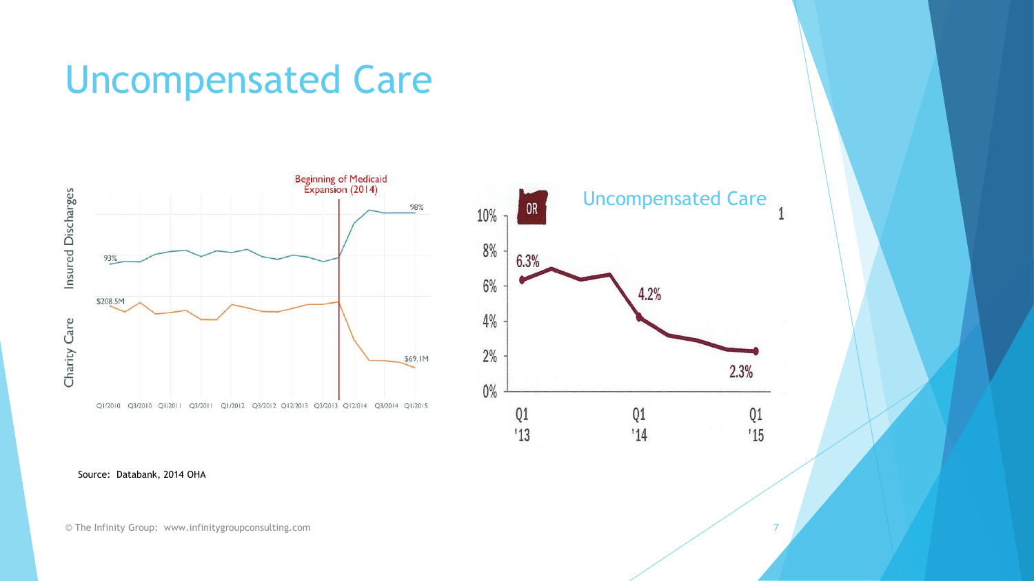# Uncompensated Care

Beginning of Medicaid Expansion (2014)

Insured Discharges: 93% → 98%

Charity Care: $208.5M → $69.1M

Q1/2010 Q3/2010 Q1/2011 Q3/2011 Q1/2012 Q3/2012 Q12/2013 Q3/2013 Q12/2014 Q3/2014 Q1/2015

OR

Uncompensated Care

6.3% (Q1 '13), 4.2% (Q1 '14), 2.3% (Q1 '15)

Source: Databank, 2014 OHA

© The Infinity Group: www.infinitygroupconsulting.com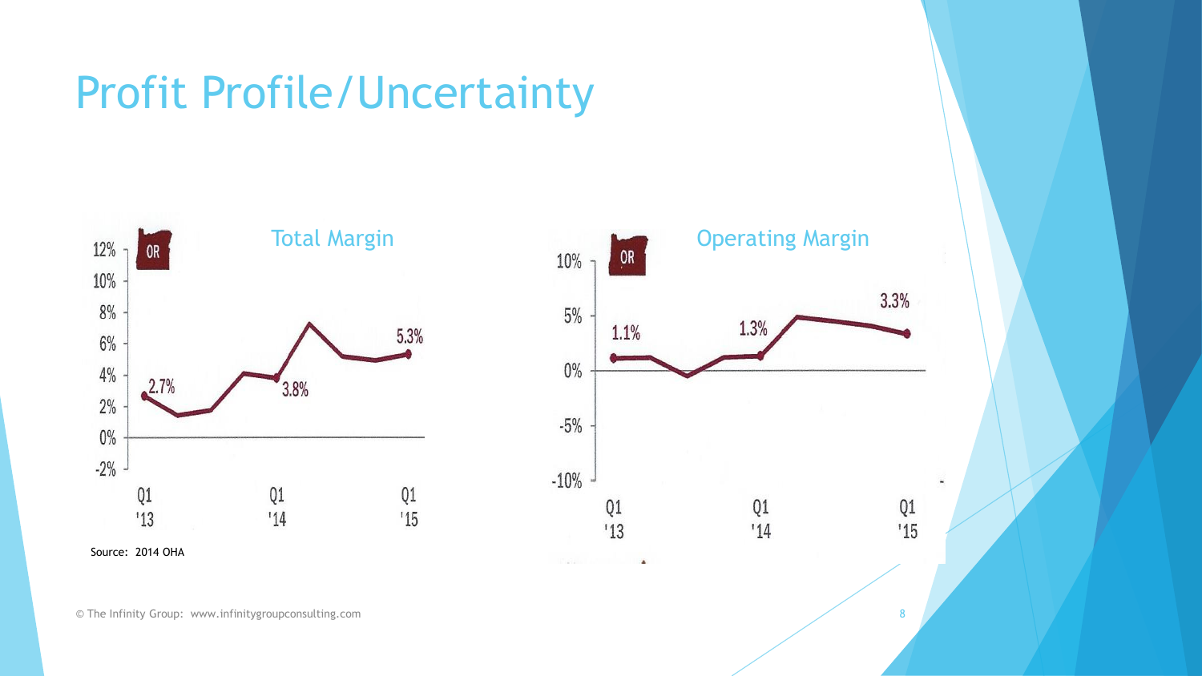# Profit Profile/Uncertainty

**Total Margin**

OR

12%
10%
8%
6%
4%
2%
0%
-2%

2.7%
3.8%
5.3%

Q1 '13
Q1 '14
Q1 '15

Source: 2014 OHA

**Operating Margin**

OR

10%
5%
0%
-5%
-10%

1.1%
1.3%
3.3%

Q1 '13
Q1 '14
Q1 '15

© The Infinity Group: www.infinitygroupconsulting.com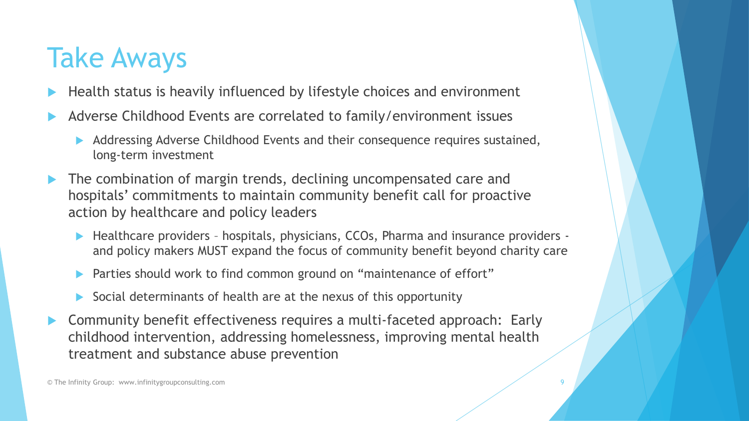# Take Aways

- Health status is heavily influenced by lifestyle choices and environment
- Adverse Childhood Events are correlated to family/environment issues
  - Addressing Adverse Childhood Events and their consequence requires sustained, long-term investment
- The combination of margin trends, declining uncompensated care and hospitals' commitments to maintain community benefit call for proactive action by healthcare and policy leaders
  - Healthcare providers – hospitals, physicians, CCOs, Pharma and insurance providers - and policy makers MUST expand the focus of community benefit beyond charity care
  - Parties should work to find common ground on "maintenance of effort"
  - Social determinants of health are at the nexus of this opportunity
- Community benefit effectiveness requires a multi-faceted approach: Early childhood intervention, addressing homelessness, improving mental health treatment and substance abuse prevention

© The Infinity Group: www.infinitygroupconsulting.com